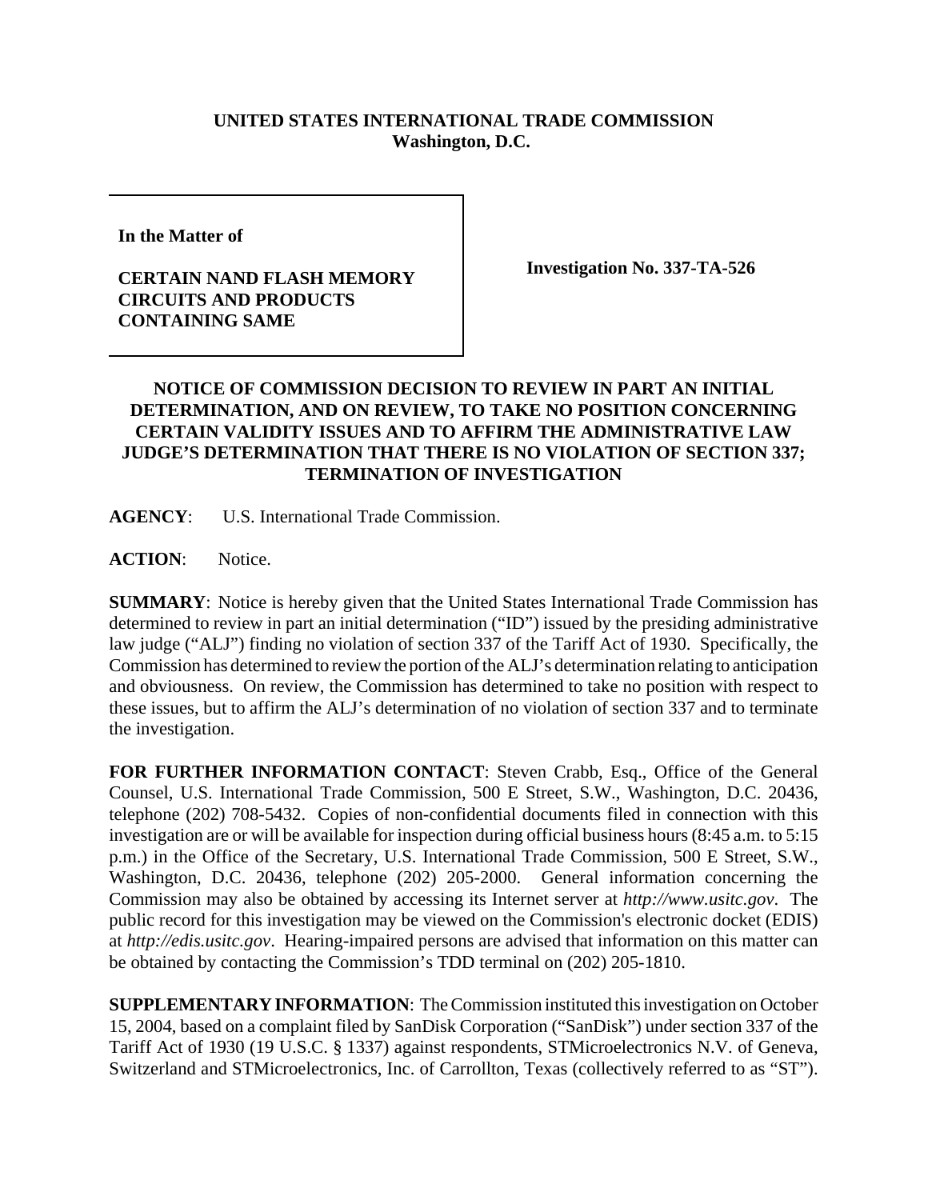**UNITED STATES INTERNATIONAL TRADE COMMISSION**
**Washington, D.C.**

| | |
|---|---|
| **In the Matter of**<br><br>**CERTAIN NAND FLASH MEMORY CIRCUITS AND PRODUCTS CONTAINING SAME** | **Investigation No. 337-TA-526** |

**NOTICE OF COMMISSION DECISION TO REVIEW IN PART AN INITIAL DETERMINATION, AND ON REVIEW, TO TAKE NO POSITION CONCERNING CERTAIN VALIDITY ISSUES AND TO AFFIRM THE ADMINISTRATIVE LAW JUDGE'S DETERMINATION THAT THERE IS NO VIOLATION OF SECTION 337; TERMINATION OF INVESTIGATION**

**AGENCY**: U.S. International Trade Commission.

**ACTION**: Notice.

**SUMMARY**: Notice is hereby given that the United States International Trade Commission has determined to review in part an initial determination ("ID") issued by the presiding administrative law judge ("ALJ") finding no violation of section 337 of the Tariff Act of 1930. Specifically, the Commission has determined to review the portion of the ALJ's determination relating to anticipation and obviousness. On review, the Commission has determined to take no position with respect to these issues, but to affirm the ALJ's determination of no violation of section 337 and to terminate the investigation.

**FOR FURTHER INFORMATION CONTACT**: Steven Crabb, Esq., Office of the General Counsel, U.S. International Trade Commission, 500 E Street, S.W., Washington, D.C. 20436, telephone (202) 708-5432. Copies of non-confidential documents filed in connection with this investigation are or will be available for inspection during official business hours (8:45 a.m. to 5:15 p.m.) in the Office of the Secretary, U.S. International Trade Commission, 500 E Street, S.W., Washington, D.C. 20436, telephone (202) 205-2000. General information concerning the Commission may also be obtained by accessing its Internet server at *http://www.usitc.gov*. The public record for this investigation may be viewed on the Commission's electronic docket (EDIS) at *http://edis.usitc.gov*. Hearing-impaired persons are advised that information on this matter can be obtained by contacting the Commission's TDD terminal on (202) 205-1810.

**SUPPLEMENTARY INFORMATION**: The Commission instituted this investigation on October 15, 2004, based on a complaint filed by SanDisk Corporation ("SanDisk") under section 337 of the Tariff Act of 1930 (19 U.S.C. § 1337) against respondents, STMicroelectronics N.V. of Geneva, Switzerland and STMicroelectronics, Inc. of Carrollton, Texas (collectively referred to as "ST").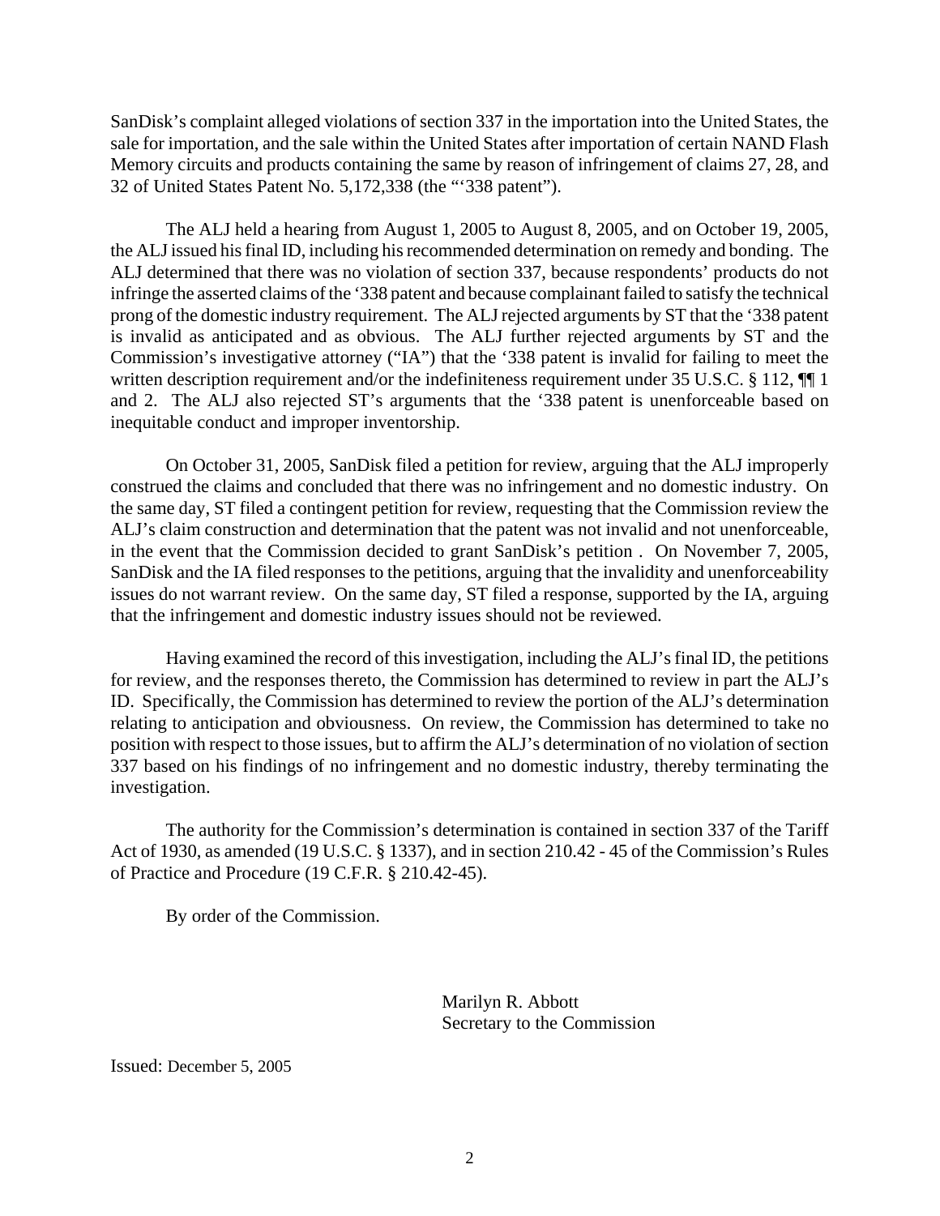SanDisk's complaint alleged violations of section 337 in the importation into the United States, the sale for importation, and the sale within the United States after importation of certain NAND Flash Memory circuits and products containing the same by reason of infringement of claims 27, 28, and 32 of United States Patent No. 5,172,338 (the "'338 patent").

The ALJ held a hearing from August 1, 2005 to August 8, 2005, and on October 19, 2005, the ALJ issued his final ID, including his recommended determination on remedy and bonding. The ALJ determined that there was no violation of section 337, because respondents' products do not infringe the asserted claims of the '338 patent and because complainant failed to satisfy the technical prong of the domestic industry requirement. The ALJ rejected arguments by ST that the '338 patent is invalid as anticipated and as obvious. The ALJ further rejected arguments by ST and the Commission's investigative attorney ("IA") that the '338 patent is invalid for failing to meet the written description requirement and/or the indefiniteness requirement under 35 U.S.C. § 112, ¶¶ 1 and 2. The ALJ also rejected ST's arguments that the '338 patent is unenforceable based on inequitable conduct and improper inventorship.

On October 31, 2005, SanDisk filed a petition for review, arguing that the ALJ improperly construed the claims and concluded that there was no infringement and no domestic industry. On the same day, ST filed a contingent petition for review, requesting that the Commission review the ALJ's claim construction and determination that the patent was not invalid and not unenforceable, in the event that the Commission decided to grant SanDisk's petition . On November 7, 2005, SanDisk and the IA filed responses to the petitions, arguing that the invalidity and unenforceability issues do not warrant review. On the same day, ST filed a response, supported by the IA, arguing that the infringement and domestic industry issues should not be reviewed.

Having examined the record of this investigation, including the ALJ's final ID, the petitions for review, and the responses thereto, the Commission has determined to review in part the ALJ's ID. Specifically, the Commission has determined to review the portion of the ALJ's determination relating to anticipation and obviousness. On review, the Commission has determined to take no position with respect to those issues, but to affirm the ALJ's determination of no violation of section 337 based on his findings of no infringement and no domestic industry, thereby terminating the investigation.

The authority for the Commission's determination is contained in section 337 of the Tariff Act of 1930, as amended (19 U.S.C. § 1337), and in section 210.42 - 45 of the Commission's Rules of Practice and Procedure (19 C.F.R. § 210.42-45).

By order of the Commission.

Marilyn R. Abbott
Secretary to the Commission

Issued: December 5, 2005